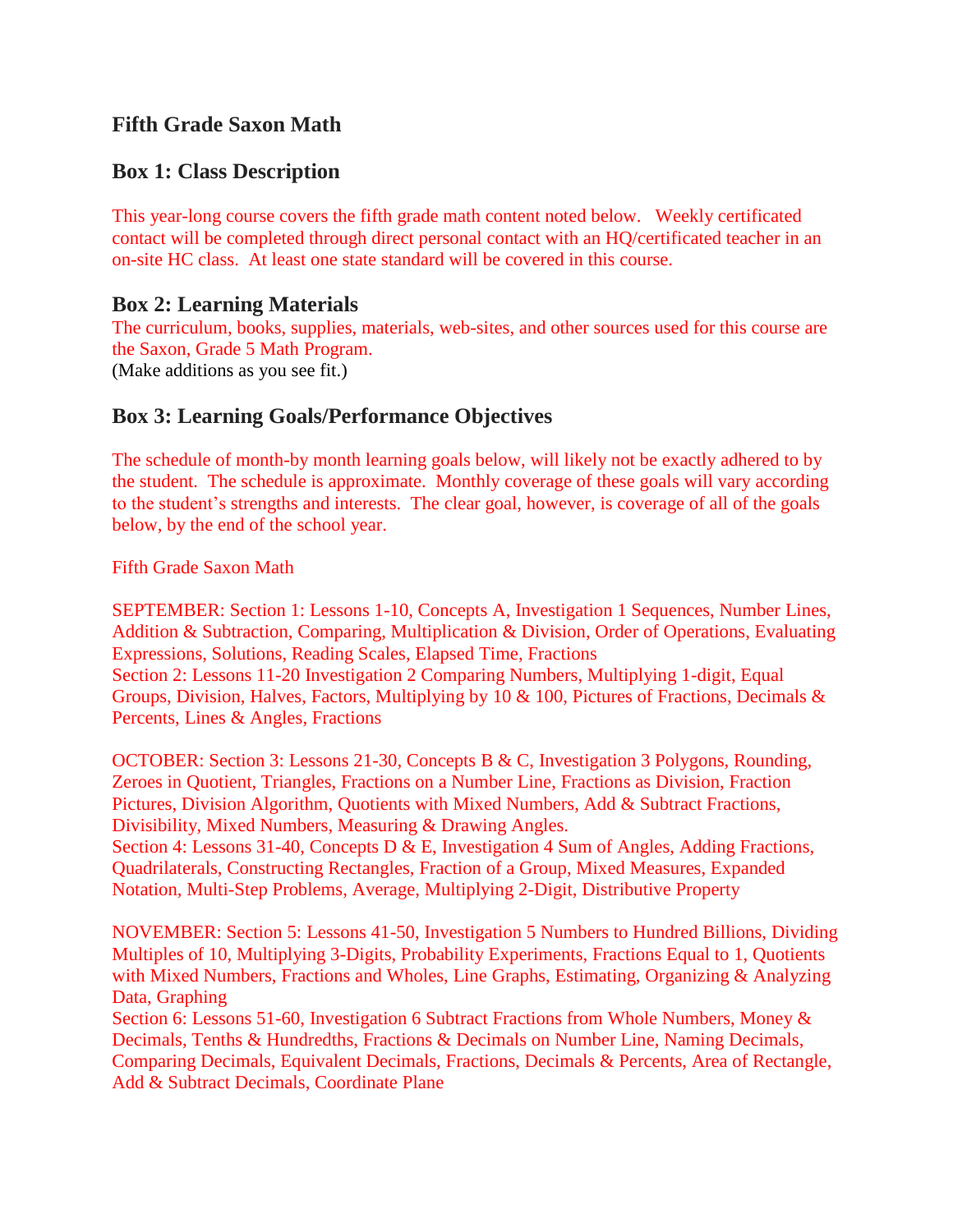## Fifth Grade Saxon Math

### Box 1: Class Description

This year-long course covers the fifth grade math content noted below. Weekly certificated contact will be completed through direct personal contact with an HQ/certificated teacher in an on-site HC class. At least one state standard will be covered in this course.

### Box 2: Learning Materials

The curriculum, books, supplies, materials, web-sites, and other sources used for this course are the Saxon, Grade 5 Math Program.
(Make additions as you see fit.)

### Box 3: Learning Goals/Performance Objectives

The schedule of month-by month learning goals below, will likely not be exactly adhered to by the student. The schedule is approximate. Monthly coverage of these goals will vary according to the student's strengths and interests. The clear goal, however, is coverage of all of the goals below, by the end of the school year.

Fifth Grade Saxon Math

SEPTEMBER: Section 1: Lessons 1-10, Concepts A, Investigation 1 Sequences, Number Lines, Addition & Subtraction, Comparing, Multiplication & Division, Order of Operations, Evaluating Expressions, Solutions, Reading Scales, Elapsed Time, Fractions
Section 2: Lessons 11-20 Investigation 2 Comparing Numbers, Multiplying 1-digit, Equal Groups, Division, Halves, Factors, Multiplying by 10 & 100, Pictures of Fractions, Decimals & Percents, Lines & Angles, Fractions

OCTOBER: Section 3: Lessons 21-30, Concepts B & C, Investigation 3 Polygons, Rounding, Zeroes in Quotient, Triangles, Fractions on a Number Line, Fractions as Division, Fraction Pictures, Division Algorithm, Quotients with Mixed Numbers, Add & Subtract Fractions, Divisibility, Mixed Numbers, Measuring & Drawing Angles.
Section 4: Lessons 31-40, Concepts D & E, Investigation 4 Sum of Angles, Adding Fractions, Quadrilaterals, Constructing Rectangles, Fraction of a Group, Mixed Measures, Expanded Notation, Multi-Step Problems, Average, Multiplying 2-Digit, Distributive Property

NOVEMBER: Section 5: Lessons 41-50, Investigation 5 Numbers to Hundred Billions, Dividing Multiples of 10, Multiplying 3-Digits, Probability Experiments, Fractions Equal to 1, Quotients with Mixed Numbers, Fractions and Wholes, Line Graphs, Estimating, Organizing & Analyzing Data, Graphing
Section 6: Lessons 51-60, Investigation 6 Subtract Fractions from Whole Numbers, Money & Decimals, Tenths & Hundredths, Fractions & Decimals on Number Line, Naming Decimals, Comparing Decimals, Equivalent Decimals, Fractions, Decimals & Percents, Area of Rectangle, Add & Subtract Decimals, Coordinate Plane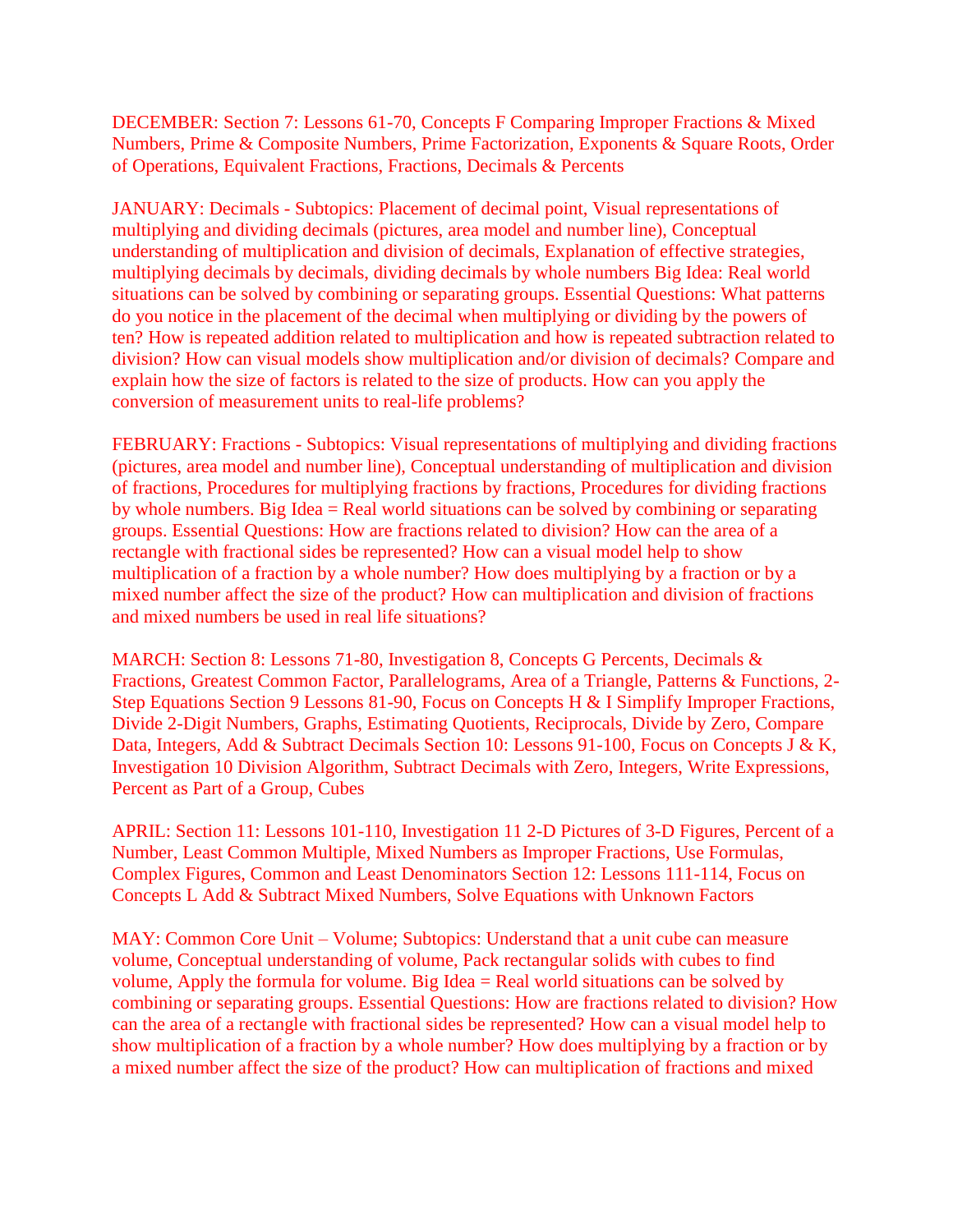DECEMBER: Section 7: Lessons 61-70, Concepts F Comparing Improper Fractions & Mixed Numbers, Prime & Composite Numbers, Prime Factorization, Exponents & Square Roots, Order of Operations, Equivalent Fractions, Fractions, Decimals & Percents

JANUARY: Decimals - Subtopics: Placement of decimal point, Visual representations of multiplying and dividing decimals (pictures, area model and number line), Conceptual understanding of multiplication and division of decimals, Explanation of effective strategies, multiplying decimals by decimals, dividing decimals by whole numbers Big Idea: Real world situations can be solved by combining or separating groups. Essential Questions: What patterns do you notice in the placement of the decimal when multiplying or dividing by the powers of ten? How is repeated addition related to multiplication and how is repeated subtraction related to division? How can visual models show multiplication and/or division of decimals? Compare and explain how the size of factors is related to the size of products. How can you apply the conversion of measurement units to real-life problems?

FEBRUARY: Fractions - Subtopics: Visual representations of multiplying and dividing fractions (pictures, area model and number line), Conceptual understanding of multiplication and division of fractions, Procedures for multiplying fractions by fractions, Procedures for dividing fractions by whole numbers. Big Idea = Real world situations can be solved by combining or separating groups. Essential Questions: How are fractions related to division? How can the area of a rectangle with fractional sides be represented? How can a visual model help to show multiplication of a fraction by a whole number? How does multiplying by a fraction or by a mixed number affect the size of the product? How can multiplication and division of fractions and mixed numbers be used in real life situations?

MARCH: Section 8: Lessons 71-80, Investigation 8, Concepts G Percents, Decimals & Fractions, Greatest Common Factor, Parallelograms, Area of a Triangle, Patterns & Functions, 2-Step Equations Section 9 Lessons 81-90, Focus on Concepts H & I Simplify Improper Fractions, Divide 2-Digit Numbers, Graphs, Estimating Quotients, Reciprocals, Divide by Zero, Compare Data, Integers, Add & Subtract Decimals Section 10: Lessons 91-100, Focus on Concepts J & K, Investigation 10 Division Algorithm, Subtract Decimals with Zero, Integers, Write Expressions, Percent as Part of a Group, Cubes

APRIL: Section 11: Lessons 101-110, Investigation 11 2-D Pictures of 3-D Figures, Percent of a Number, Least Common Multiple, Mixed Numbers as Improper Fractions, Use Formulas, Complex Figures, Common and Least Denominators Section 12: Lessons 111-114, Focus on Concepts L Add & Subtract Mixed Numbers, Solve Equations with Unknown Factors

MAY: Common Core Unit – Volume; Subtopics: Understand that a unit cube can measure volume, Conceptual understanding of volume, Pack rectangular solids with cubes to find volume, Apply the formula for volume. Big Idea = Real world situations can be solved by combining or separating groups. Essential Questions: How are fractions related to division? How can the area of a rectangle with fractional sides be represented? How can a visual model help to show multiplication of a fraction by a whole number? How does multiplying by a fraction or by a mixed number affect the size of the product? How can multiplication of fractions and mixed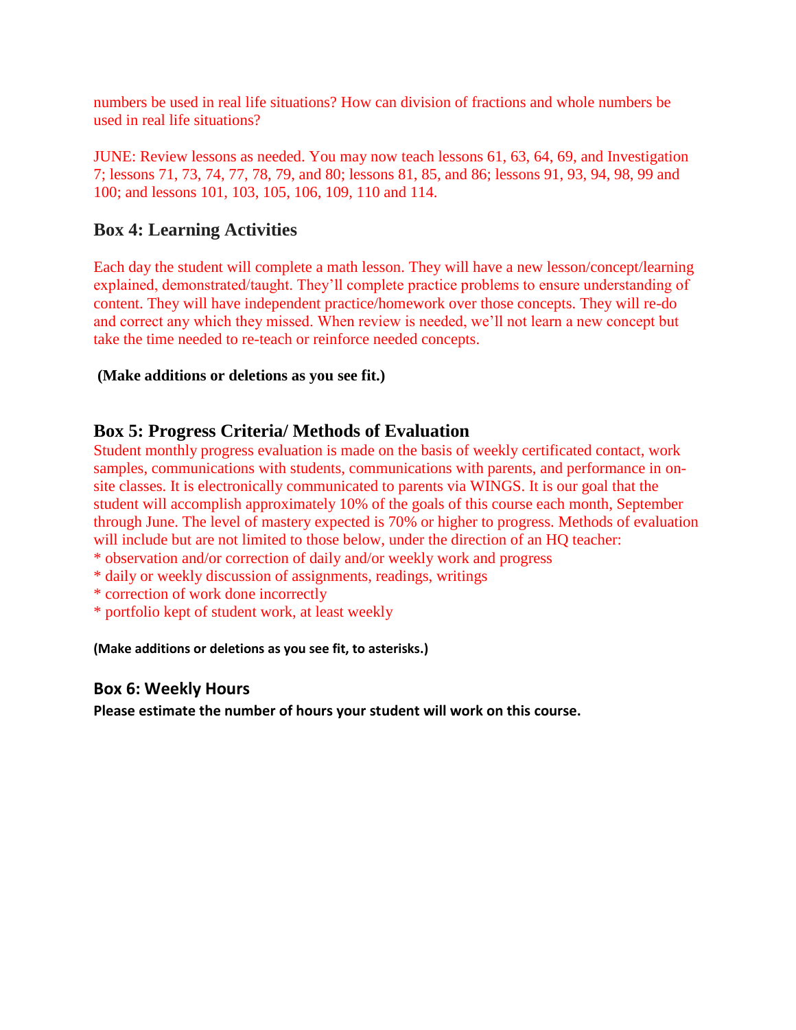numbers be used in real life situations? How can division of fractions and whole numbers be used in real life situations?

JUNE: Review lessons as needed. You may now teach lessons 61, 63, 64, 69, and Investigation 7; lessons 71, 73, 74, 77, 78, 79, and 80; lessons 81, 85, and 86; lessons 91, 93, 94, 98, 99 and 100; and lessons 101, 103, 105, 106, 109, 110 and 114.

## Box 4: Learning Activities

Each day the student will complete a math lesson. They will have a new lesson/concept/learning explained, demonstrated/taught. They'll complete practice problems to ensure understanding of content. They will have independent practice/homework over those concepts. They will re-do and correct any which they missed. When review is needed, we'll not learn a new concept but take the time needed to re-teach or reinforce needed concepts.

**(Make additions or deletions as you see fit.)**

## Box 5: Progress Criteria/ Methods of Evaluation

Student monthly progress evaluation is made on the basis of weekly certificated contact, work samples, communications with students, communications with parents, and performance in on-site classes. It is electronically communicated to parents via WINGS. It is our goal that the student will accomplish approximately 10% of the goals of this course each month, September through June. The level of mastery expected is 70% or higher to progress. Methods of evaluation will include but are not limited to those below, under the direction of an HQ teacher:
* observation and/or correction of daily and/or weekly work and progress
* daily or weekly discussion of assignments, readings, writings
* correction of work done incorrectly
* portfolio kept of student work, at least weekly

**(Make additions or deletions as you see fit, to asterisks.)**

## Box 6: Weekly Hours

**Please estimate the number of hours your student will work on this course.**